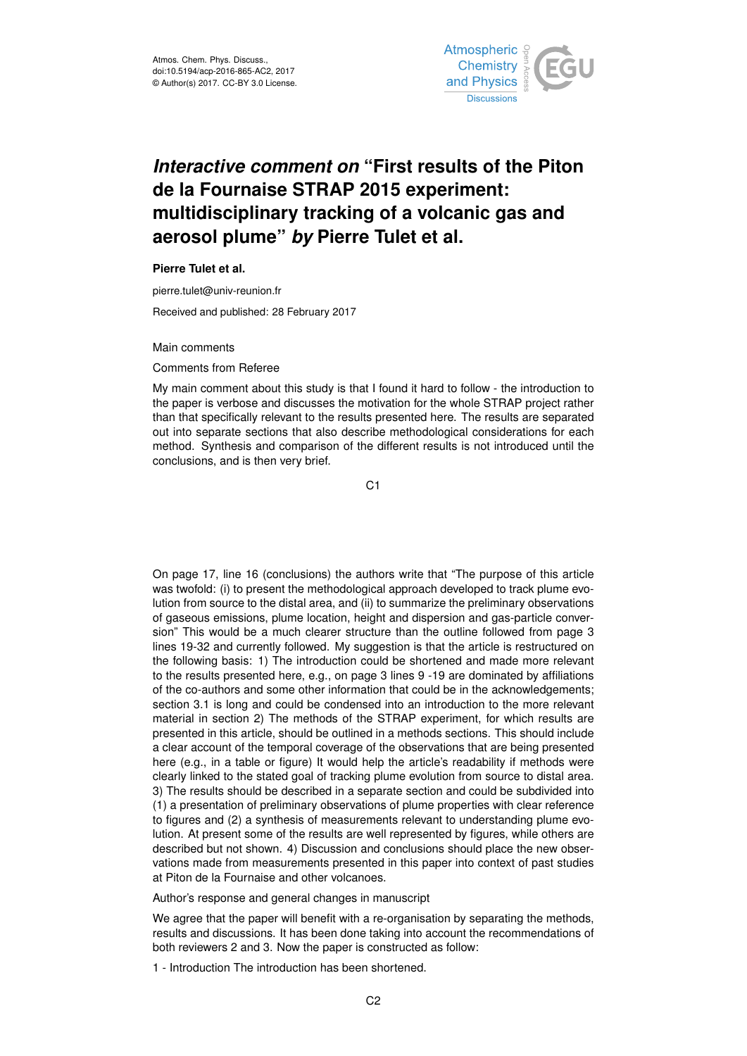Atmos. Chem. Phys. Discuss.,
doi:10.5194/acp-2016-865-AC2, 2017
© Author(s) 2017. CC-BY 3.0 License.

# *Interactive comment on* "First results of the Piton de la Fournaise STRAP 2015 experiment: multidisciplinary tracking of a volcanic gas and aerosol plume" *by* Pierre Tulet et al.

**Pierre Tulet et al.**

pierre.tulet@univ-reunion.fr

Received and published: 28 February 2017

Main comments

Comments from Referee

My main comment about this study is that I found it hard to follow - the introduction to the paper is verbose and discusses the motivation for the whole STRAP project rather than that specifically relevant to the results presented here. The results are separated out into separate sections that also describe methodological considerations for each method. Synthesis and comparison of the different results is not introduced until the conclusions, and is then very brief.

On page 17, line 16 (conclusions) the authors write that "The purpose of this article was twofold: (i) to present the methodological approach developed to track plume evolution from source to the distal area, and (ii) to summarize the preliminary observations of gaseous emissions, plume location, height and dispersion and gas-particle conversion" This would be a much clearer structure than the outline followed from page 3 lines 19-32 and currently followed. My suggestion is that the article is restructured on the following basis: 1) The introduction could be shortened and made more relevant to the results presented here, e.g., on page 3 lines 9 -19 are dominated by affiliations of the co-authors and some other information that could be in the acknowledgements; section 3.1 is long and could be condensed into an introduction to the more relevant material in section 2) The methods of the STRAP experiment, for which results are presented in this article, should be outlined in a methods sections. This should include a clear account of the temporal coverage of the observations that are being presented here (e.g., in a table or figure) It would help the article's readability if methods were clearly linked to the stated goal of tracking plume evolution from source to distal area. 3) The results should be described in a separate section and could be subdivided into (1) a presentation of preliminary observations of plume properties with clear reference to figures and (2) a synthesis of measurements relevant to understanding plume evolution. At present some of the results are well represented by figures, while others are described but not shown. 4) Discussion and conclusions should place the new observations made from measurements presented in this paper into context of past studies at Piton de la Fournaise and other volcanoes.

Author's response and general changes in manuscript

We agree that the paper will benefit with a re-organisation by separating the methods, results and discussions. It has been done taking into account the recommendations of both reviewers 2 and 3. Now the paper is constructed as follow:

1 - Introduction The introduction has been shortened.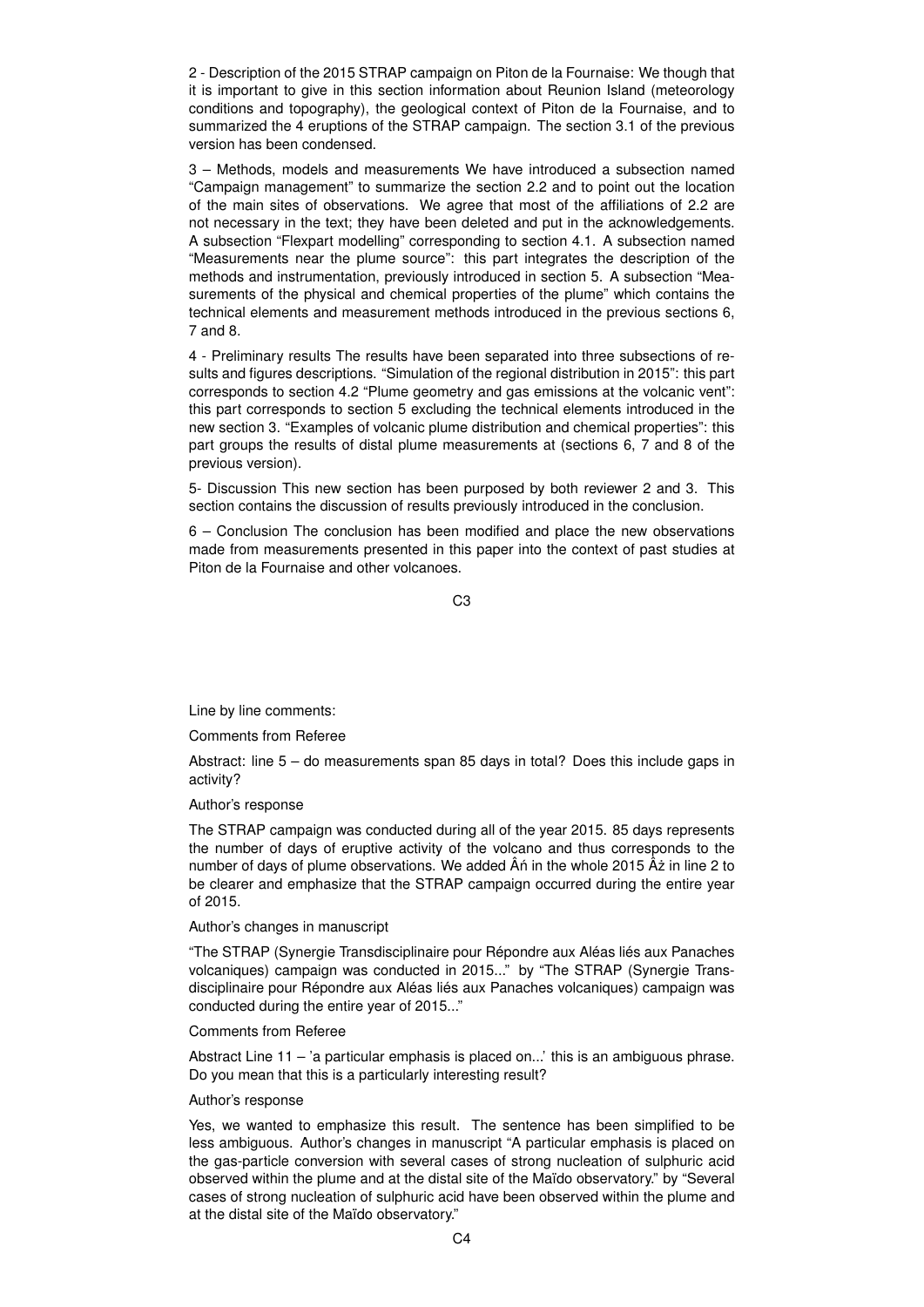2 - Description of the 2015 STRAP campaign on Piton de la Fournaise: We though that it is important to give in this section information about Reunion Island (meteorology conditions and topography), the geological context of Piton de la Fournaise, and to summarized the 4 eruptions of the STRAP campaign. The section 3.1 of the previous version has been condensed.

3 – Methods, models and measurements We have introduced a subsection named "Campaign management" to summarize the section 2.2 and to point out the location of the main sites of observations. We agree that most of the affiliations of 2.2 are not necessary in the text; they have been deleted and put in the acknowledgements. A subsection "Flexpart modelling" corresponding to section 4.1. A subsection named "Measurements near the plume source": this part integrates the description of the methods and instrumentation, previously introduced in section 5. A subsection "Measurements of the physical and chemical properties of the plume" which contains the technical elements and measurement methods introduced in the previous sections 6, 7 and 8.

4 - Preliminary results The results have been separated into three subsections of results and figures descriptions. "Simulation of the regional distribution in 2015": this part corresponds to section 4.2 "Plume geometry and gas emissions at the volcanic vent": this part corresponds to section 5 excluding the technical elements introduced in the new section 3. "Examples of volcanic plume distribution and chemical properties": this part groups the results of distal plume measurements at (sections 6, 7 and 8 of the previous version).

5- Discussion This new section has been purposed by both reviewer 2 and 3. This section contains the discussion of results previously introduced in the conclusion.

6 – Conclusion The conclusion has been modified and place the new observations made from measurements presented in this paper into the context of past studies at Piton de la Fournaise and other volcanoes.

Line by line comments:

Comments from Referee

Abstract: line 5 – do measurements span 85 days in total? Does this include gaps in activity?

Author's response

The STRAP campaign was conducted during all of the year 2015. 85 days represents the number of days of eruptive activity of the volcano and thus corresponds to the number of days of plume observations. We added Âń in the whole 2015 Âż in line 2 to be clearer and emphasize that the STRAP campaign occurred during the entire year of 2015.

Author's changes in manuscript

"The STRAP (Synergie Transdisciplinaire pour Répondre aux Aléas liés aux Panaches volcaniques) campaign was conducted in 2015..." by "The STRAP (Synergie Transdisciplinaire pour Répondre aux Aléas liés aux Panaches volcaniques) campaign was conducted during the entire year of 2015..."

Comments from Referee

Abstract Line 11 – 'a particular emphasis is placed on...' this is an ambiguous phrase. Do you mean that this is a particularly interesting result?

Author's response

Yes, we wanted to emphasize this result. The sentence has been simplified to be less ambiguous. Author's changes in manuscript "A particular emphasis is placed on the gas-particle conversion with several cases of strong nucleation of sulphuric acid observed within the plume and at the distal site of the Maïdo observatory." by "Several cases of strong nucleation of sulphuric acid have been observed within the plume and at the distal site of the Maïdo observatory."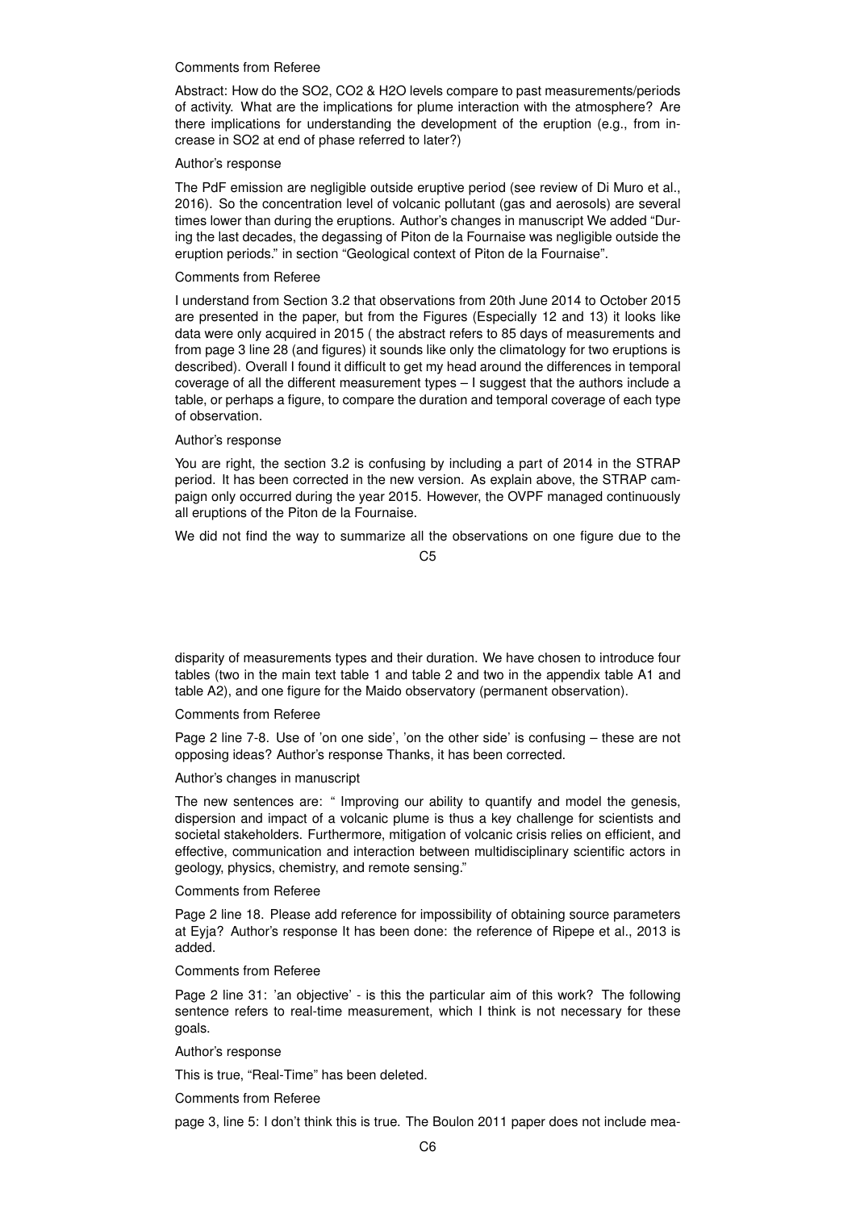Comments from Referee

Abstract: How do the $SO_2$, $CO_2$ & $H_2O$ levels compare to past measurements/periods of activity. What are the implications for plume interaction with the atmosphere? Are there implications for understanding the development of the eruption (e.g., from increase in $SO_2$ at end of phase referred to later?)

Author's response

The PdF emission are negligible outside eruptive period (see review of Di Muro et al., 2016). So the concentration level of volcanic pollutant (gas and aerosols) are several times lower than during the eruptions. Author's changes in manuscript We added "During the last decades, the degassing of Piton de la Fournaise was negligible outside the eruption periods." in section "Geological context of Piton de la Fournaise".

Comments from Referee

I understand from Section 3.2 that observations from 20th June 2014 to October 2015 are presented in the paper, but from the Figures (Especially 12 and 13) it looks like data were only acquired in 2015 ( the abstract refers to 85 days of measurements and from page 3 line 28 (and figures) it sounds like only the climatology for two eruptions is described). Overall I found it difficult to get my head around the differences in temporal coverage of all the different measurement types – I suggest that the authors include a table, or perhaps a figure, to compare the duration and temporal coverage of each type of observation.

Author's response

You are right, the section 3.2 is confusing by including a part of 2014 in the STRAP period. It has been corrected in the new version. As explain above, the STRAP campaign only occurred during the year 2015. However, the OVPF managed continuously all eruptions of the Piton de la Fournaise.

We did not find the way to summarize all the observations on one figure due to the disparity of measurements types and their duration. We have chosen to introduce four tables (two in the main text table 1 and table 2 and two in the appendix table A1 and table A2), and one figure for the Maido observatory (permanent observation).

Comments from Referee

Page 2 line 7-8. Use of 'on one side', 'on the other side' is confusing – these are not opposing ideas? Author's response Thanks, it has been corrected.

Author's changes in manuscript

The new sentences are: " Improving our ability to quantify and model the genesis, dispersion and impact of a volcanic plume is thus a key challenge for scientists and societal stakeholders. Furthermore, mitigation of volcanic crisis relies on efficient, and effective, communication and interaction between multidisciplinary scientific actors in geology, physics, chemistry, and remote sensing."

Comments from Referee

Page 2 line 18. Please add reference for impossibility of obtaining source parameters at Eyja? Author's response It has been done: the reference of Ripepe et al., 2013 is added.

Comments from Referee

Page 2 line 31: 'an objective' - is this the particular aim of this work? The following sentence refers to real-time measurement, which I think is not necessary for these goals.

Author's response

This is true, "Real-Time" has been deleted.

Comments from Referee

page 3, line 5: I don't think this is true. The Boulon 2011 paper does not include mea-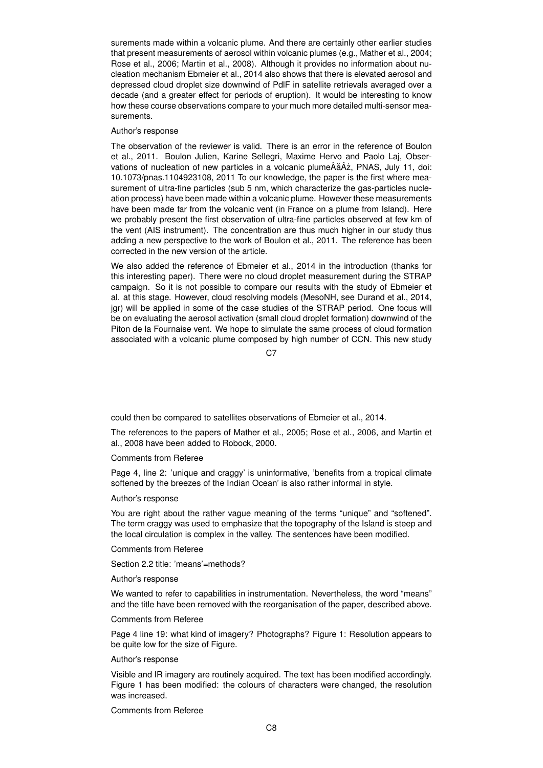surements made within a volcanic plume. And there are certainly other earlier studies that present measurements of aerosol within volcanic plumes (e.g., Mather et al., 2004; Rose et al., 2006; Martin et al., 2008). Although it provides no information about nucleation mechanism Ebmeier et al., 2014 also shows that there is elevated aerosol and depressed cloud droplet size downwind of PdlF in satellite retrievals averaged over a decade (and a greater effect for periods of eruption). It would be interesting to know how these course observations compare to your much more detailed multi-sensor measurements.

Author's response

The observation of the reviewer is valid. There is an error in the reference of Boulon et al., 2011. Boulon Julien, Karine Sellegri, Maxime Hervo and Paolo Laj, Observations of nucleation of new particles in a volcanic plumeÂăÂż, PNAS, July 11, doi: 10.1073/pnas.1104923108, 2011 To our knowledge, the paper is the first where measurement of ultra-fine particles (sub 5 nm, which characterize the gas-particles nucleation process) have been made within a volcanic plume. However these measurements have been made far from the volcanic vent (in France on a plume from Island). Here we probably present the first observation of ultra-fine particles observed at few km of the vent (AIS instrument). The concentration are thus much higher in our study thus adding a new perspective to the work of Boulon et al., 2011. The reference has been corrected in the new version of the article.

We also added the reference of Ebmeier et al., 2014 in the introduction (thanks for this interesting paper). There were no cloud droplet measurement during the STRAP campaign. So it is not possible to compare our results with the study of Ebmeier et al. at this stage. However, cloud resolving models (MesoNH, see Durand et al., 2014, jgr) will be applied in some of the case studies of the STRAP period. One focus will be on evaluating the aerosol activation (small cloud droplet formation) downwind of the Piton de la Fournaise vent. We hope to simulate the same process of cloud formation associated with a volcanic plume composed by high number of CCN. This new study could then be compared to satellites observations of Ebmeier et al., 2014.

The references to the papers of Mather et al., 2005; Rose et al., 2006, and Martin et al., 2008 have been added to Robock, 2000.

Comments from Referee

Page 4, line 2: 'unique and craggy' is uninformative, 'benefits from a tropical climate softened by the breezes of the Indian Ocean' is also rather informal in style.

Author's response

You are right about the rather vague meaning of the terms "unique" and "softened". The term craggy was used to emphasize that the topography of the Island is steep and the local circulation is complex in the valley. The sentences have been modified.

Comments from Referee

Section 2.2 title: 'means'=methods?

Author's response

We wanted to refer to capabilities in instrumentation. Nevertheless, the word "means" and the title have been removed with the reorganisation of the paper, described above.

Comments from Referee

Page 4 line 19: what kind of imagery? Photographs? Figure 1: Resolution appears to be quite low for the size of Figure.

Author's response

Visible and IR imagery are routinely acquired. The text has been modified accordingly. Figure 1 has been modified: the colours of characters were changed, the resolution was increased.

Comments from Referee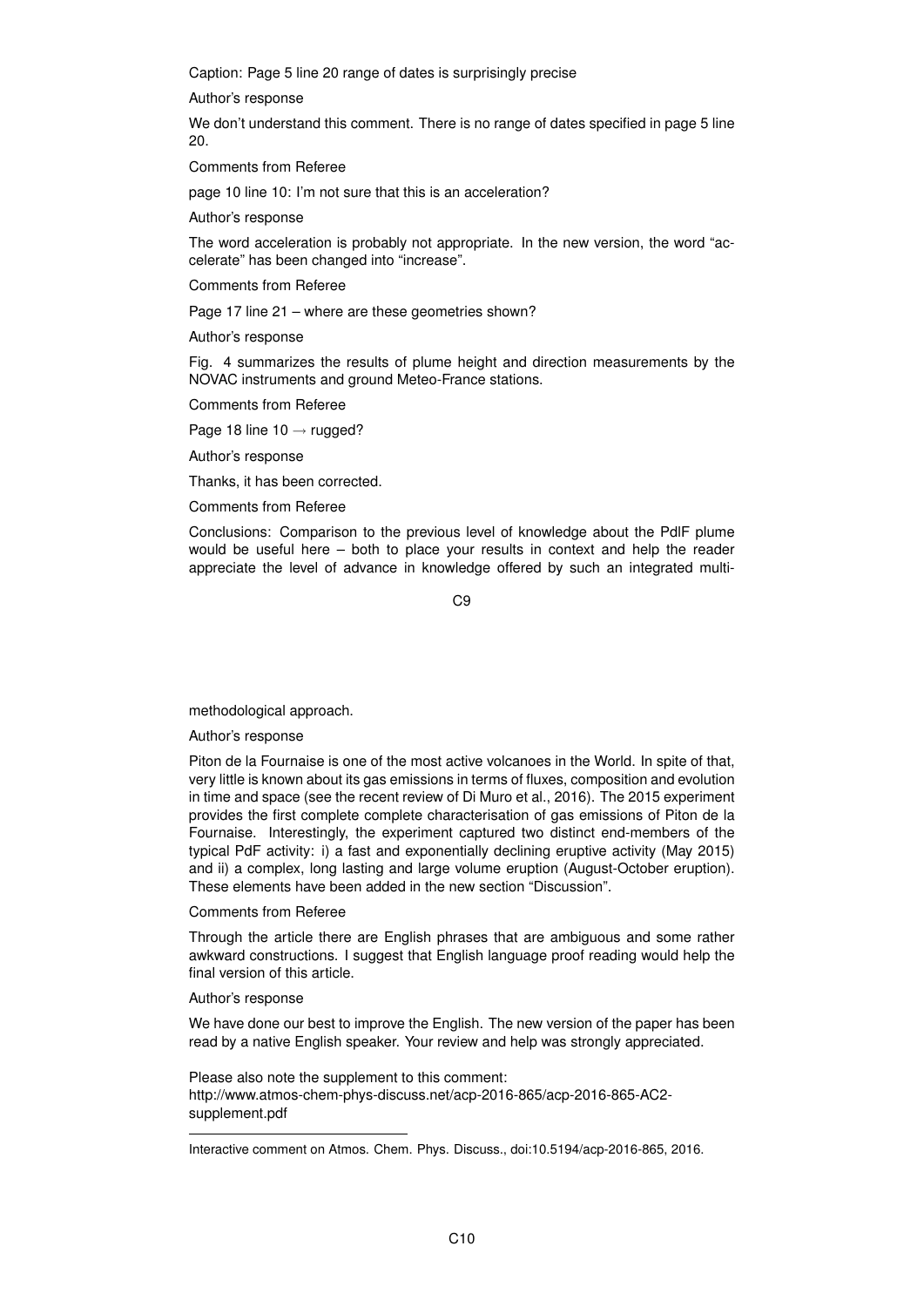Caption: Page 5 line 20 range of dates is surprisingly precise

Author's response

We don't understand this comment. There is no range of dates specified in page 5 line 20.

Comments from Referee

page 10 line 10: I'm not sure that this is an acceleration?

Author's response

The word acceleration is probably not appropriate. In the new version, the word "accelerate" has been changed into "increase".

Comments from Referee

Page 17 line 21 – where are these geometries shown?

Author's response

Fig. 4 summarizes the results of plume height and direction measurements by the NOVAC instruments and ground Meteo-France stations.

Comments from Referee

Page 18 line 10 → rugged?

Author's response

Thanks, it has been corrected.

Comments from Referee

Conclusions: Comparison to the previous level of knowledge about the PdlF plume would be useful here – both to place your results in context and help the reader appreciate the level of advance in knowledge offered by such an integrated multi-methodological approach.

Author's response

Piton de la Fournaise is one of the most active volcanoes in the World. In spite of that, very little is known about its gas emissions in terms of fluxes, composition and evolution in time and space (see the recent review of Di Muro et al., 2016). The 2015 experiment provides the first complete complete characterisation of gas emissions of Piton de la Fournaise. Interestingly, the experiment captured two distinct end-members of the typical PdF activity: i) a fast and exponentially declining eruptive activity (May 2015) and ii) a complex, long lasting and large volume eruption (August-October eruption). These elements have been added in the new section "Discussion".

Comments from Referee

Through the article there are English phrases that are ambiguous and some rather awkward constructions. I suggest that English language proof reading would help the final version of this article.

Author's response

We have done our best to improve the English. The new version of the paper has been read by a native English speaker. Your review and help was strongly appreciated.

Please also note the supplement to this comment:
http://www.atmos-chem-phys-discuss.net/acp-2016-865/acp-2016-865-AC2-supplement.pdf

---

Interactive comment on Atmos. Chem. Phys. Discuss., doi:10.5194/acp-2016-865, 2016.